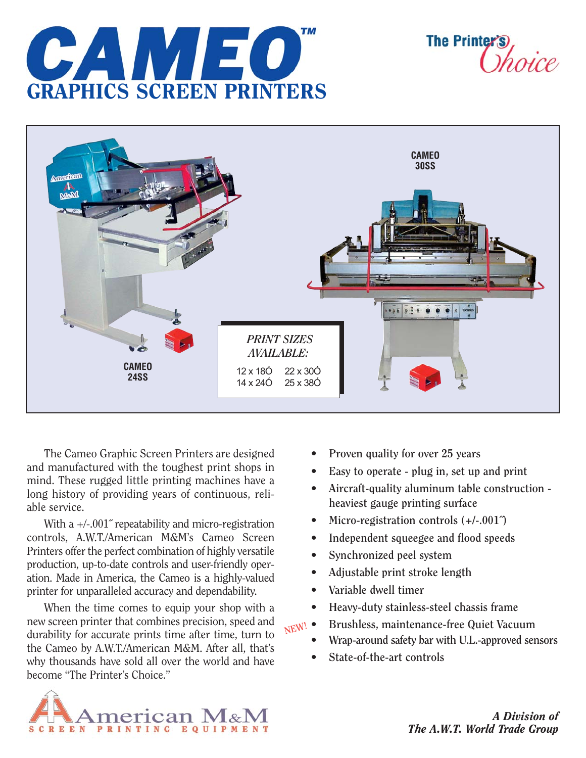# CAMEO™

## GRAPHICS SCREEN PRINTERS

The Printer's Choice

CAMEO 30SS

CAMEO 24SS

*PRINT SIZES AVAILABLE:*

12 x 18Ó 22 x 30Ó
14 x 24Ó 25 x 38Ó

The Cameo Graphic Screen Printers are designed and manufactured with the toughest print shops in mind. These rugged little printing machines have a long history of providing years of continuous, reliable service.

With a +/-.001˝ repeatability and micro-registration controls, A.W.T./American M&M's Cameo Screen Printers offer the perfect combination of highly versatile production, up-to-date controls and user-friendly operation. Made in America, the Cameo is a highly-valued printer for unparalleled accuracy and dependability.

When the time comes to equip your shop with a new screen printer that combines precision, speed and durability for accurate prints time after time, turn to the Cameo by A.W.T./American M&M. After all, that's why thousands have sold all over the world and have become "The Printer's Choice."

- Proven quality for over 25 years
- Easy to operate - plug in, set up and print
- Aircraft-quality aluminum table construction - heaviest gauge printing surface
- Micro-registration controls (+/-.001˝)
- Independent squeegee and flood speeds
- Synchronized peel system
- Adjustable print stroke length
- Variable dwell timer
- Heavy-duty stainless-steel chassis frame
- NEW! Brushless, maintenance-free Quiet Vacuum
- Wrap-around safety bar with U.L.-approved sensors
- State-of-the-art controls

American M&M SCREEN PRINTING EQUIPMENT

*A Division of The A.W.T. World Trade Group*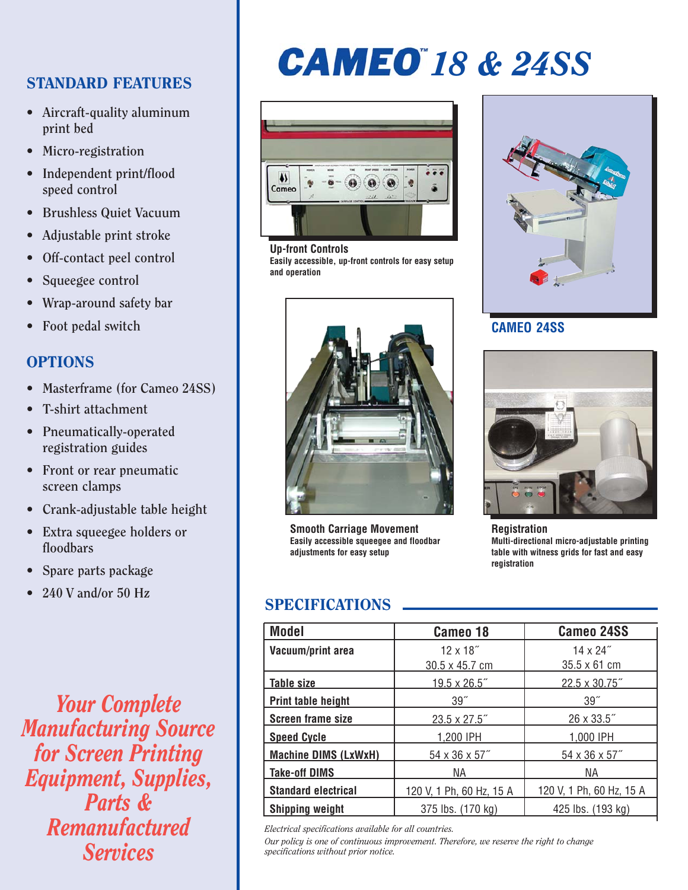# CAMEO™ 18 & 24SS

## STANDARD FEATURES

- Aircraft-quality aluminum print bed
- Micro-registration
- Independent print/flood speed control
- Brushless Quiet Vacuum
- Adjustable print stroke
- Off-contact peel control
- Squeegee control
- Wrap-around safety bar
- Foot pedal switch

## OPTIONS

- Masterframe (for Cameo 24SS)
- T-shirt attachment
- Pneumatically-operated registration guides
- Front or rear pneumatic screen clamps
- Crank-adjustable table height
- Extra squeegee holders or floodbars
- Spare parts package
- 240 V and/or 50 Hz

*Your Complete Manufacturing Source for Screen Printing Equipment, Supplies, Parts & Remanufactured Services*

**Up-front Controls**
Easily accessible, up-front controls for easy setup and operation

**CAMEO 24SS**

**Smooth Carriage Movement**
Easily accessible squeegee and floodbar adjustments for easy setup

**Registration**
Multi-directional micro-adjustable printing table with witness grids for fast and easy registration

## SPECIFICATIONS

| Model | Cameo 18 | Cameo 24SS |
|---|---|---|
| Vacuum/print area | 12 x 18˝<br>30.5 x 45.7 cm | 14 x 24˝<br>35.5 x 61 cm |
| Table size | 19.5 x 26.5˝ | 22.5 x 30.75˝ |
| Print table height | 39˝ | 39˝ |
| Screen frame size | 23.5 x 27.5˝ | 26 x 33.5˝ |
| Speed Cycle | 1,200 IPH | 1,000 IPH |
| Machine DIMS (LxWxH) | 54 x 36 x 57˝ | 54 x 36 x 57˝ |
| Take-off DIMS | NA | NA |
| Standard electrical | 120 V, 1 Ph, 60 Hz, 15 A | 120 V, 1 Ph, 60 Hz, 15 A |
| Shipping weight | 375 lbs. (170 kg) | 425 lbs. (193 kg) |

*Electrical specifications available for all countries.*

*Our policy is one of continuous improvement. Therefore, we reserve the right to change specifications without prior notice.*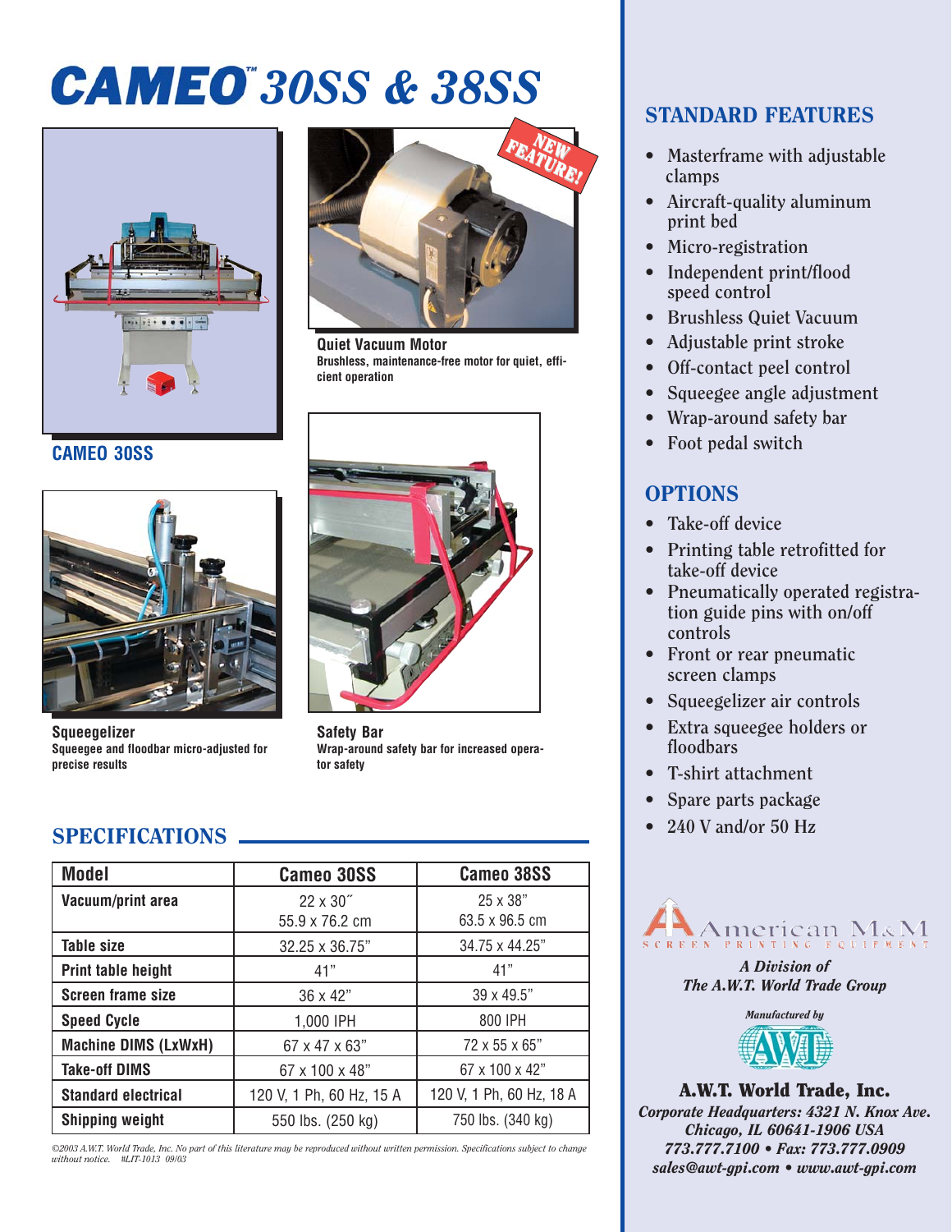# CAMEO™ 30SS & 38SS

NEW FEATURE!

**Quiet Vacuum Motor**
**Brushless, maintenance-free motor for quiet, efficient operation**

**CAMEO 30SS**

**Squeegelizer**
**Squeegee and floodbar micro-adjusted for precise results**

**Safety Bar**
**Wrap-around safety bar for increased operator safety**

## SPECIFICATIONS

| Model | Cameo 30SS | Cameo 38SS |
|---|---|---|
| Vacuum/print area | 22 x 30˝<br>55.9 x 76.2 cm | 25 x 38"<br>63.5 x 96.5 cm |
| Table size | 32.25 x 36.75" | 34.75 x 44.25" |
| Print table height | 41" | 41" |
| Screen frame size | 36 x 42" | 39 x 49.5" |
| Speed Cycle | 1,000 IPH | 800 IPH |
| Machine DIMS (LxWxH) | 67 x 47 x 63" | 72 x 55 x 65" |
| Take-off DIMS | 67 x 100 x 48" | 67 x 100 x 42" |
| Standard electrical | 120 V, 1 Ph, 60 Hz, 15 A | 120 V, 1 Ph, 60 Hz, 18 A |
| Shipping weight | 550 lbs. (250 kg) | 750 lbs. (340 kg) |

*©2003 A.W.T. World Trade, Inc. No part of this literature may be reproduced without written permission. Specifications subject to change without notice. #LIT-1013 09/03*

## STANDARD FEATURES

- Masterframe with adjustable clamps
- Aircraft-quality aluminum print bed
- Micro-registration
- Independent print/flood speed control
- Brushless Quiet Vacuum
- Adjustable print stroke
- Off-contact peel control
- Squeegee angle adjustment
- Wrap-around safety bar
- Foot pedal switch

## OPTIONS

- Take-off device
- Printing table retrofitted for take-off device
- Pneumatically operated registration guide pins with on/off controls
- Front or rear pneumatic screen clamps
- Squeegelizer air controls
- Extra squeegee holders or floodbars
- T-shirt attachment
- Spare parts package
- 240 V and/or 50 Hz

American M&M
SCREEN PRINTING EQUIPMENT

*A Division of*
*The A.W.T. World Trade Group*

*Manufactured by*

AWT

**A.W.T. World Trade, Inc.**
*Corporate Headquarters: 4321 N. Knox Ave.*
*Chicago, IL 60641-1906 USA*
*773.777.7100 • Fax: 773.777.0909*
*sales@awt-gpi.com • www.awt-gpi.com*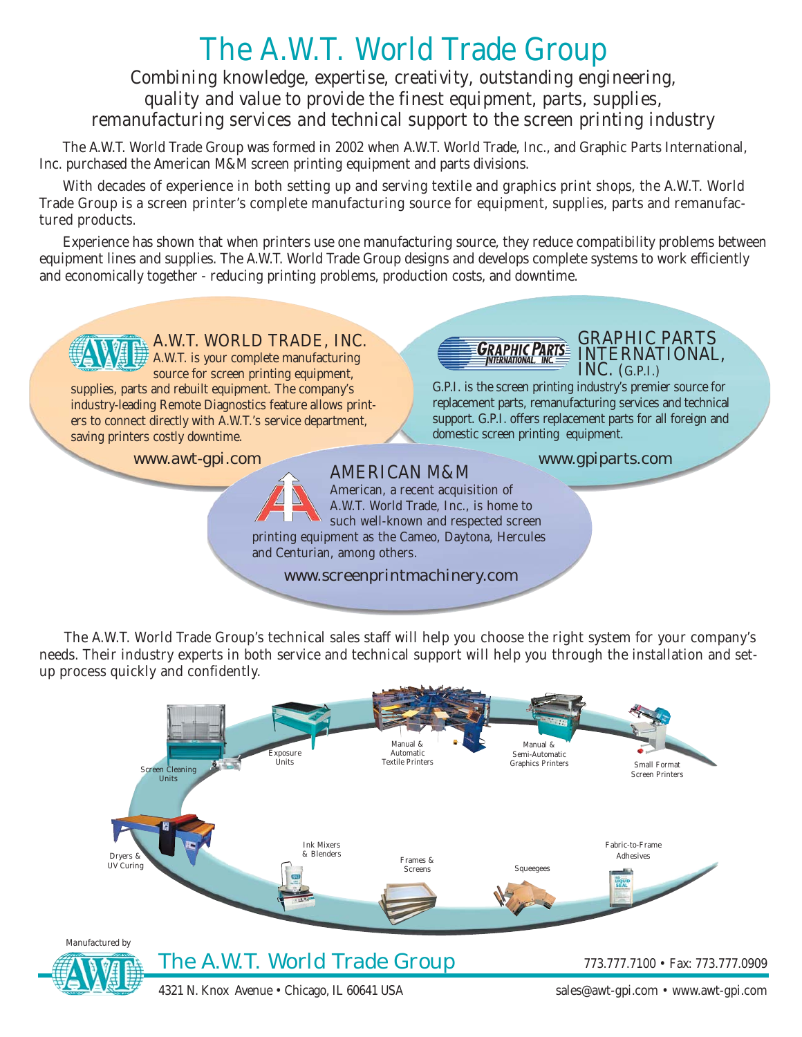# The A.W.T. World Trade Group

Combining knowledge, expertise, creativity, outstanding engineering, quality and value to provide the finest equipment, parts, supplies, remanufacturing services and technical support to the screen printing industry

The A.W.T. World Trade Group was formed in 2002 when A.W.T. World Trade, Inc., and Graphic Parts International, Inc. purchased the American M&M screen printing equipment and parts divisions.

With decades of experience in both setting up and serving textile and graphics print shops, the A.W.T. World Trade Group is a screen printer's complete manufacturing source for equipment, supplies, parts and remanufactured products.

Experience has shown that when printers use one manufacturing source, they reduce compatibility problems between equipment lines and supplies. The A.W.T. World Trade Group designs and develops complete systems to work efficiently and economically together - reducing printing problems, production costs, and downtime.

## A.W.T. WORLD TRADE, INC.

A.W.T. is your complete manufacturing source for screen printing equipment, supplies, parts and rebuilt equipment. The company's industry-leading Remote Diagnostics feature allows printers to connect directly with A.W.T.'s service department, saving printers costly downtime.

www.awt-gpi.com

## GRAPHIC PARTS INTERNATIONAL, INC. (G.P.I.)

G.P.I. is the screen printing industry's premier source for replacement parts, remanufacturing services and technical support. G.P.I. offers replacement parts for all foreign and domestic screen printing equipment.

www.gpiparts.com

## AMERICAN M&M

American, a recent acquisition of A.W.T. World Trade, Inc., is home to such well-known and respected screen printing equipment as the Cameo, Daytona, Hercules and Centurian, among others.

www.screenprintmachinery.com

The A.W.T. World Trade Group's technical sales staff will help you choose the right system for your company's needs. Their industry experts in both service and technical support will help you through the installation and set-up process quickly and confidently.

Screen Cleaning Units

Exposure Units

Manual & Automatic Textile Printers

Manual & Semi-Automatic Graphics Printers

Small Format Screen Printers

Dryers & UV Curing

Ink Mixers & Blenders

Frames & Screens

Squeegees

Fabric-to-Frame Adhesives

Manufactured by

## The A.W.T. World Trade Group

4321 N. Knox Avenue • Chicago, IL 60641 USA

773.777.7100 • Fax: 773.777.0909

sales@awt-gpi.com • www.awt-gpi.com